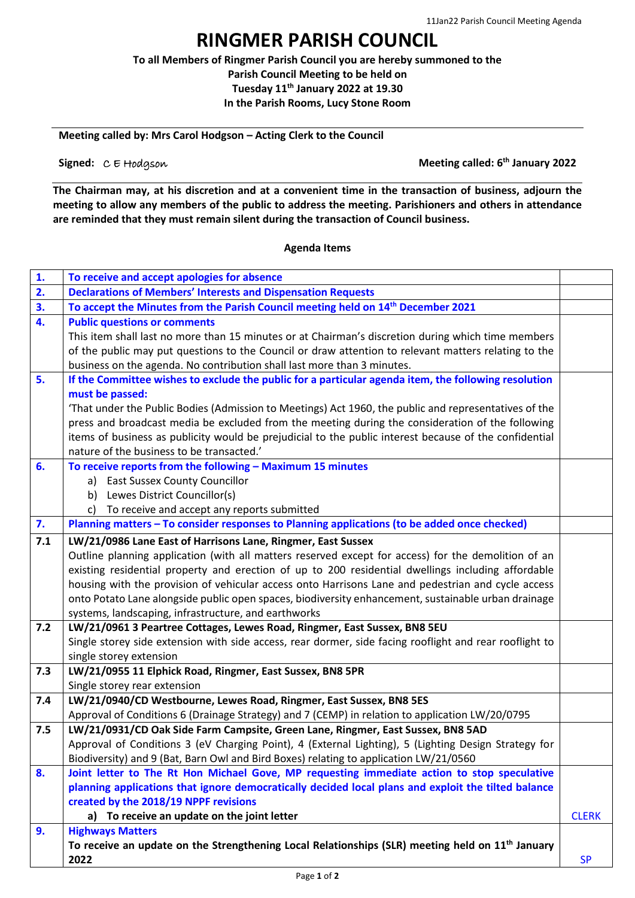# RINGMER PARISH COUNCIL

**To all Members of Ringmer Parish Council you are hereby summoned to the Parish Council Meeting to be held on Tuesday 11th January 2022 at 19.30 In the Parish Rooms, Lucy Stone Room**

**Meeting called by: Mrs Carol Hodgson – Acting Clerk to the Council**

**Signed:** C E Hodgson **Meeting called: 6th January 2022**

**The Chairman may, at his discretion and at a convenient time in the transaction of business, adjourn the meeting to allow any members of the public to address the meeting. Parishioners and others in attendance are reminded that they must remain silent during the transaction of Council business.**

**Agenda Items**

| | | |
|---|---|---|
| **1.** | **To receive and accept apologies for absence** | |
| **2.** | **Declarations of Members' Interests and Dispensation Requests** | |
| **3.** | **To accept the Minutes from the Parish Council meeting held on 14th December 2021** | |
| **4.** | **Public questions or comments**<br>This item shall last no more than 15 minutes or at Chairman's discretion during which time members of the public may put questions to the Council or draw attention to relevant matters relating to the business on the agenda. No contribution shall last more than 3 minutes. | |
| **5.** | **If the Committee wishes to exclude the public for a particular agenda item, the following resolution must be passed:**<br>'That under the Public Bodies (Admission to Meetings) Act 1960, the public and representatives of the press and broadcast media be excluded from the meeting during the consideration of the following items of business as publicity would be prejudicial to the public interest because of the confidential nature of the business to be transacted.' | |
| **6.** | **To receive reports from the following – Maximum 15 minutes**<br>a) East Sussex County Councillor<br>b) Lewes District Councillor(s)<br>c) To receive and accept any reports submitted | |
| **7.** | **Planning matters – To consider responses to Planning applications (to be added once checked)** | |
| **7.1** | **LW/21/0986 Lane East of Harrisons Lane, Ringmer, East Sussex**<br>Outline planning application (with all matters reserved except for access) for the demolition of an existing residential property and erection of up to 200 residential dwellings including affordable housing with the provision of vehicular access onto Harrisons Lane and pedestrian and cycle access onto Potato Lane alongside public open spaces, biodiversity enhancement, sustainable urban drainage systems, landscaping, infrastructure, and earthworks | |
| **7.2** | **LW/21/0961 3 Peartree Cottages, Lewes Road, Ringmer, East Sussex, BN8 5EU**<br>Single storey side extension with side access, rear dormer, side facing rooflight and rear rooflight to single storey extension | |
| **7.3** | **LW/21/0955 11 Elphick Road, Ringmer, East Sussex, BN8 5PR**<br>Single storey rear extension | |
| **7.4** | **LW/21/0940/CD Westbourne, Lewes Road, Ringmer, East Sussex, BN8 5ES**<br>Approval of Conditions 6 (Drainage Strategy) and 7 (CEMP) in relation to application LW/20/0795 | |
| **7.5** | **LW/21/0931/CD Oak Side Farm Campsite, Green Lane, Ringmer, East Sussex, BN8 5AD**<br>Approval of Conditions 3 (eV Charging Point), 4 (External Lighting), 5 (Lighting Design Strategy for Biodiversity) and 9 (Bat, Barn Owl and Bird Boxes) relating to application LW/21/0560 | |
| **8.** | **Joint letter to The Rt Hon Michael Gove, MP requesting immediate action to stop speculative planning applications that ignore democratically decided local plans and exploit the tilted balance created by the 2018/19 NPPF revisions**<br>**a) To receive an update on the joint letter** | CLERK |
| **9.** | **Highways Matters**<br>**To receive an update on the Strengthening Local Relationships (SLR) meeting held on 11th January 2022** | SP |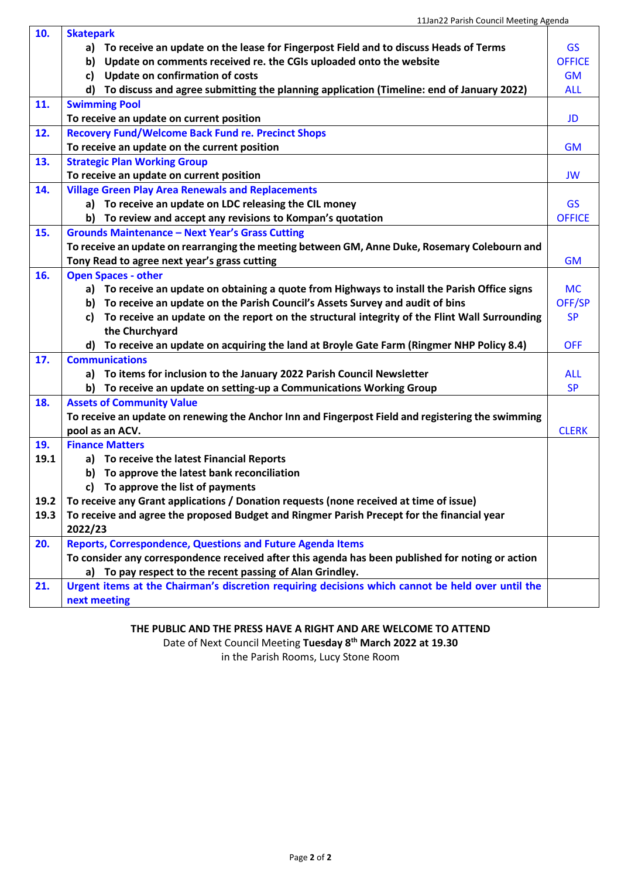| | | |
|---|---|---|
| **10.** | **Skatepark** | |
| | **a) To receive an update on the lease for Fingerpost Field and to discuss Heads of Terms** | GS |
| | **b) Update on comments received re. the CGIs uploaded onto the website** | OFFICE |
| | **c) Update on confirmation of costs** | GM |
| | **d) To discuss and agree submitting the planning application (Timeline: end of January 2022)** | ALL |
| **11.** | **Swimming Pool** | |
| | **To receive an update on current position** | JD |
| **12.** | **Recovery Fund/Welcome Back Fund re. Precinct Shops** | |
| | **To receive an update on the current position** | GM |
| **13.** | **Strategic Plan Working Group** | |
| | **To receive an update on current position** | JW |
| **14.** | **Village Green Play Area Renewals and Replacements** | |
| | **a) To receive an update on LDC releasing the CIL money** | GS |
| | **b) To review and accept any revisions to Kompan's quotation** | OFFICE |
| **15.** | **Grounds Maintenance – Next Year's Grass Cutting** | |
| | **To receive an update on rearranging the meeting between GM, Anne Duke, Rosemary Colebourn and Tony Read to agree next year's grass cutting** | GM |
| **16.** | **Open Spaces - other** | |
| | **a) To receive an update on obtaining a quote from Highways to install the Parish Office signs** | MC |
| | **b) To receive an update on the Parish Council's Assets Survey and audit of bins** | OFF/SP |
| | **c) To receive an update on the report on the structural integrity of the Flint Wall Surrounding the Churchyard** | SP |
| | **d) To receive an update on acquiring the land at Broyle Gate Farm (Ringmer NHP Policy 8.4)** | OFF |
| **17.** | **Communications** | |
| | **a) To items for inclusion to the January 2022 Parish Council Newsletter** | ALL |
| | **b) To receive an update on setting-up a Communications Working Group** | SP |
| **18.** | **Assets of Community Value** | |
| | **To receive an update on renewing the Anchor Inn and Fingerpost Field and registering the swimming pool as an ACV.** | CLERK |
| **19.** | **Finance Matters** | |
| **19.1** | **a) To receive the latest Financial Reports** | |
| | **b) To approve the latest bank reconciliation** | |
| | **c) To approve the list of payments** | |
| **19.2** | **To receive any Grant applications / Donation requests (none received at time of issue)** | |
| **19.3** | **To receive and agree the proposed Budget and Ringmer Parish Precept for the financial year 2022/23** | |
| **20.** | **Reports, Correspondence, Questions and Future Agenda Items** | |
| | **To consider any correspondence received after this agenda has been published for noting or action** | |
| | **a) To pay respect to the recent passing of Alan Grindley.** | |
| **21.** | **Urgent items at the Chairman's discretion requiring decisions which cannot be held over until the next meeting** | |

**THE PUBLIC AND THE PRESS HAVE A RIGHT AND ARE WELCOME TO ATTEND**

Date of Next Council Meeting **Tuesday 8th March 2022 at 19.30**

in the Parish Rooms, Lucy Stone Room